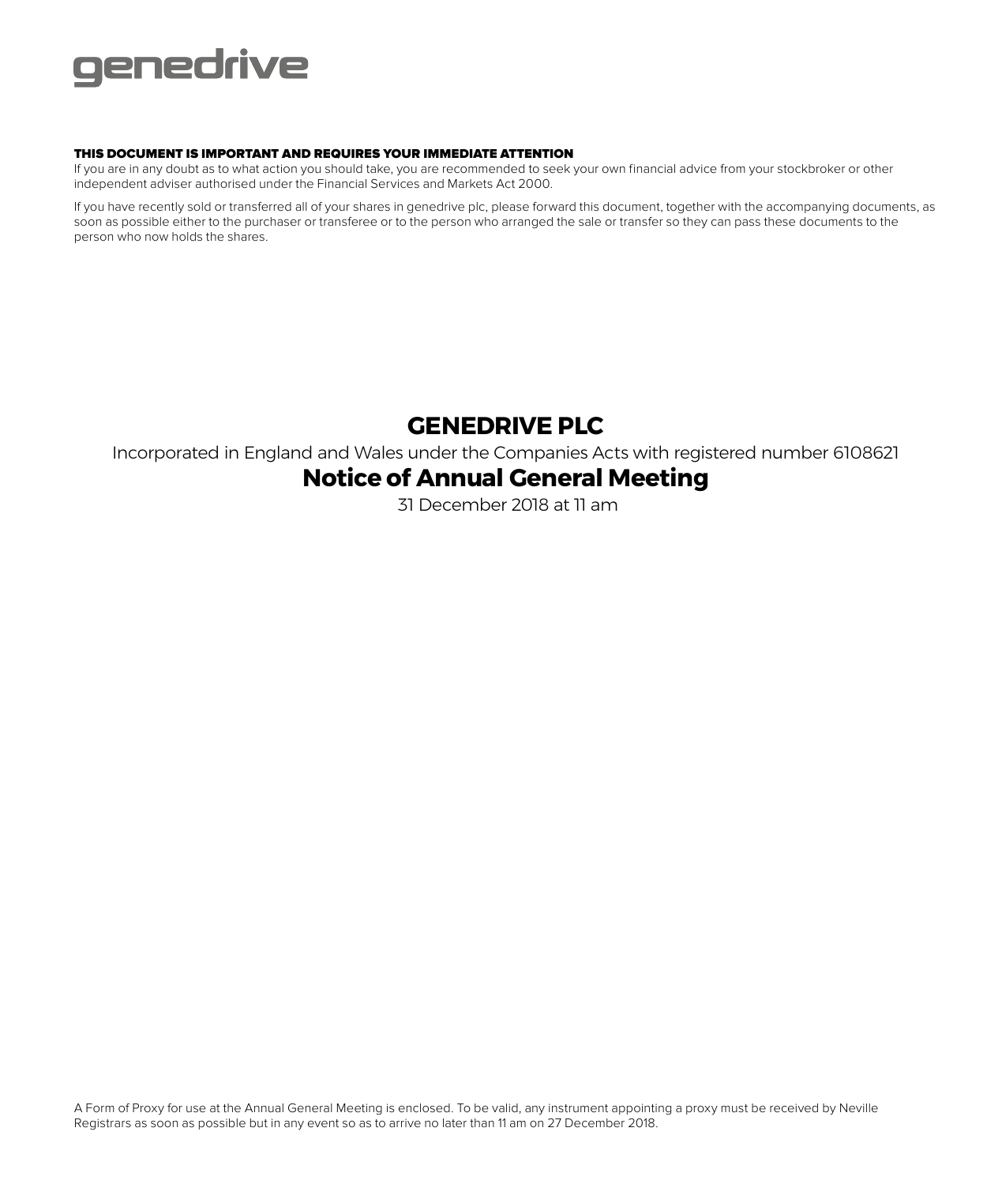genedrive

**THIS DOCUMENT IS IMPORTANT AND REQUIRES YOUR IMMEDIATE ATTENTION**

If you are in any doubt as to what action you should take, you are recommended to seek your own financial advice from your stockbroker or other independent adviser authorised under the Financial Services and Markets Act 2000.

If you have recently sold or transferred all of your shares in genedrive plc, please forward this document, together with the accompanying documents, as soon as possible either to the purchaser or transferee or to the person who arranged the sale or transfer so they can pass these documents to the person who now holds the shares.

# GENEDRIVE PLC

Incorporated in England and Wales under the Companies Acts with registered number 6108621

# Notice of Annual General Meeting

31 December 2018 at 11 am

A Form of Proxy for use at the Annual General Meeting is enclosed. To be valid, any instrument appointing a proxy must be received by Neville Registrars as soon as possible but in any event so as to arrive no later than 11 am on 27 December 2018.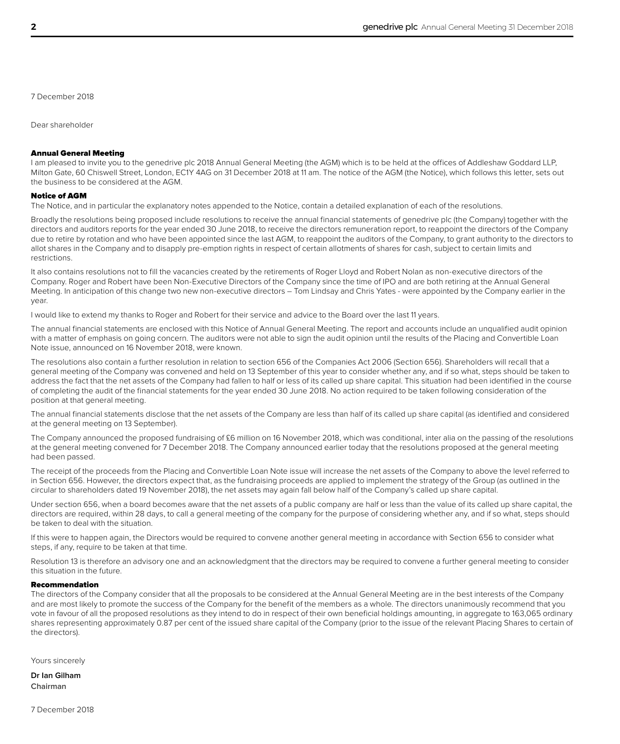7 December 2018

Dear shareholder

## Annual General Meeting

I am pleased to invite you to the genedrive plc 2018 Annual General Meeting (the AGM) which is to be held at the offices of Addleshaw Goddard LLP, Milton Gate, 60 Chiswell Street, London, EC1Y 4AG on 31 December 2018 at 11 am. The notice of the AGM (the Notice), which follows this letter, sets out the business to be considered at the AGM.

## Notice of AGM

The Notice, and in particular the explanatory notes appended to the Notice, contain a detailed explanation of each of the resolutions.

Broadly the resolutions being proposed include resolutions to receive the annual financial statements of genedrive plc (the Company) together with the directors and auditors reports for the year ended 30 June 2018, to receive the directors remuneration report, to reappoint the directors of the Company due to retire by rotation and who have been appointed since the last AGM, to reappoint the auditors of the Company, to grant authority to the directors to allot shares in the Company and to disapply pre-emption rights in respect of certain allotments of shares for cash, subject to certain limits and restrictions.

It also contains resolutions not to fill the vacancies created by the retirements of Roger Lloyd and Robert Nolan as non-executive directors of the Company. Roger and Robert have been Non-Executive Directors of the Company since the time of IPO and are both retiring at the Annual General Meeting. In anticipation of this change two new non-executive directors – Tom Lindsay and Chris Yates - were appointed by the Company earlier in the year.

I would like to extend my thanks to Roger and Robert for their service and advice to the Board over the last 11 years.

The annual financial statements are enclosed with this Notice of Annual General Meeting. The report and accounts include an unqualified audit opinion with a matter of emphasis on going concern. The auditors were not able to sign the audit opinion until the results of the Placing and Convertible Loan Note issue, announced on 16 November 2018, were known.

The resolutions also contain a further resolution in relation to section 656 of the Companies Act 2006 (Section 656). Shareholders will recall that a general meeting of the Company was convened and held on 13 September of this year to consider whether any, and if so what, steps should be taken to address the fact that the net assets of the Company had fallen to half or less of its called up share capital. This situation had been identified in the course of completing the audit of the financial statements for the year ended 30 June 2018. No action required to be taken following consideration of the position at that general meeting.

The annual financial statements disclose that the net assets of the Company are less than half of its called up share capital (as identified and considered at the general meeting on 13 September).

The Company announced the proposed fundraising of £6 million on 16 November 2018, which was conditional, inter alia on the passing of the resolutions at the general meeting convened for 7 December 2018. The Company announced earlier today that the resolutions proposed at the general meeting had been passed.

The receipt of the proceeds from the Placing and Convertible Loan Note issue will increase the net assets of the Company to above the level referred to in Section 656. However, the directors expect that, as the fundraising proceeds are applied to implement the strategy of the Group (as outlined in the circular to shareholders dated 19 November 2018), the net assets may again fall below half of the Company's called up share capital.

Under section 656, when a board becomes aware that the net assets of a public company are half or less than the value of its called up share capital, the directors are required, within 28 days, to call a general meeting of the company for the purpose of considering whether any, and if so what, steps should be taken to deal with the situation.

If this were to happen again, the Directors would be required to convene another general meeting in accordance with Section 656 to consider what steps, if any, require to be taken at that time.

Resolution 13 is therefore an advisory one and an acknowledgment that the directors may be required to convene a further general meeting to consider this situation in the future.

## Recommendation

The directors of the Company consider that all the proposals to be considered at the Annual General Meeting are in the best interests of the Company and are most likely to promote the success of the Company for the benefit of the members as a whole. The directors unanimously recommend that you vote in favour of all the proposed resolutions as they intend to do in respect of their own beneficial holdings amounting, in aggregate to 163,065 ordinary shares representing approximately 0.87 per cent of the issued share capital of the Company (prior to the issue of the relevant Placing Shares to certain of the directors).

Yours sincerely

**Dr Ian Gilham**
**Chairman**

7 December 2018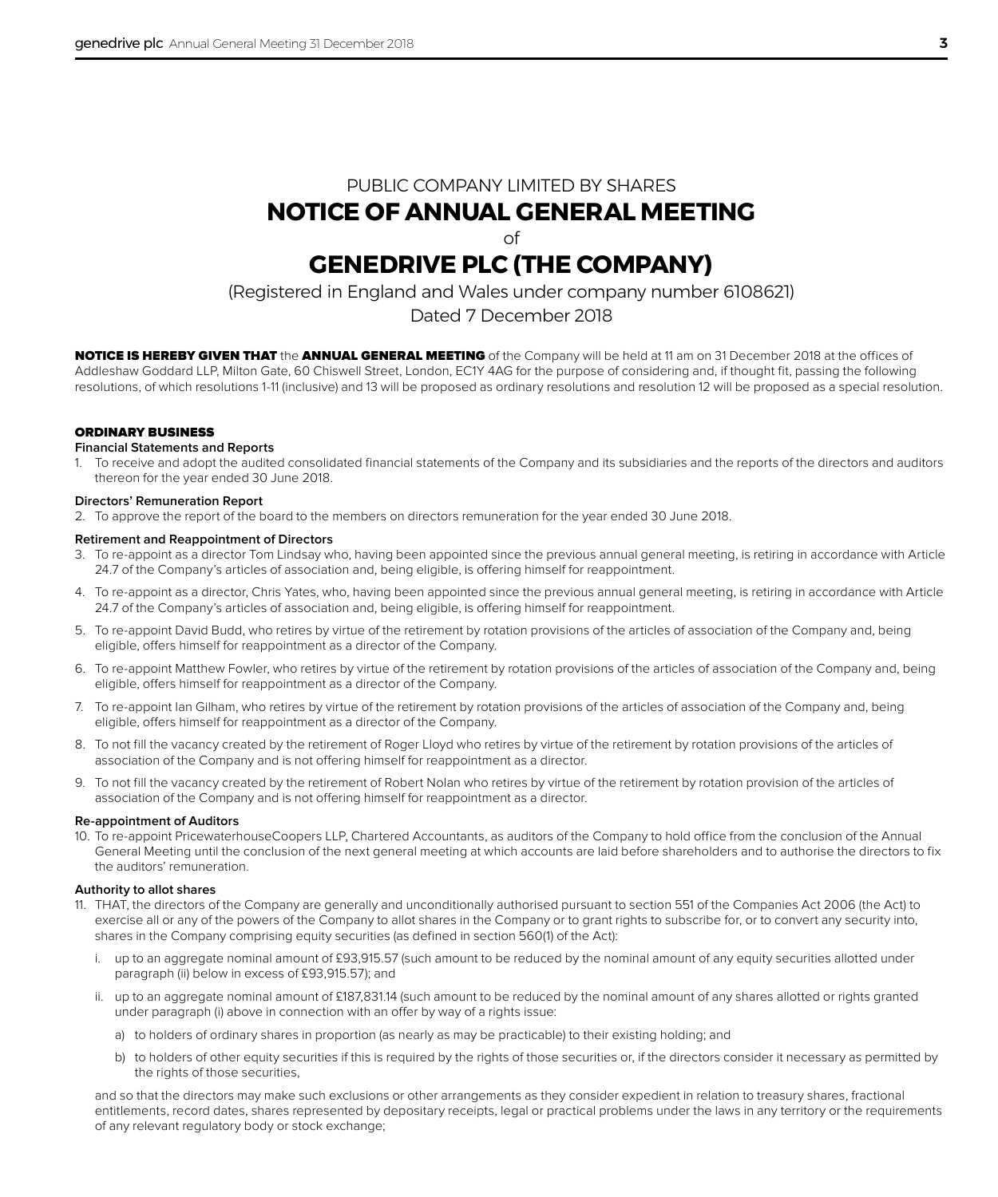PUBLIC COMPANY LIMITED BY SHARES

# NOTICE OF ANNUAL GENERAL MEETING

of

# GENEDRIVE PLC (THE COMPANY)

(Registered in England and Wales under company number 6108621)

Dated 7 December 2018

**NOTICE IS HEREBY GIVEN THAT** the **ANNUAL GENERAL MEETING** of the Company will be held at 11 am on 31 December 2018 at the offices of Addleshaw Goddard LLP, Milton Gate, 60 Chiswell Street, London, EC1Y 4AG for the purpose of considering and, if thought fit, passing the following resolutions, of which resolutions 1-11 (inclusive) and 13 will be proposed as ordinary resolutions and resolution 12 will be proposed as a special resolution.

## ORDINARY BUSINESS

### Financial Statements and Reports

1. To receive and adopt the audited consolidated financial statements of the Company and its subsidiaries and the reports of the directors and auditors thereon for the year ended 30 June 2018.

### Directors' Remuneration Report

2. To approve the report of the board to the members on directors remuneration for the year ended 30 June 2018.

### Retirement and Reappointment of Directors

3. To re-appoint as a director Tom Lindsay who, having been appointed since the previous annual general meeting, is retiring in accordance with Article 24.7 of the Company's articles of association and, being eligible, is offering himself for reappointment.
4. To re-appoint as a director, Chris Yates, who, having been appointed since the previous annual general meeting, is retiring in accordance with Article 24.7 of the Company's articles of association and, being eligible, is offering himself for reappointment.
5. To re-appoint David Budd, who retires by virtue of the retirement by rotation provisions of the articles of association of the Company and, being eligible, offers himself for reappointment as a director of the Company.
6. To re-appoint Matthew Fowler, who retires by virtue of the retirement by rotation provisions of the articles of association of the Company and, being eligible, offers himself for reappointment as a director of the Company.
7. To re-appoint Ian Gilham, who retires by virtue of the retirement by rotation provisions of the articles of association of the Company and, being eligible, offers himself for reappointment as a director of the Company.
8. To not fill the vacancy created by the retirement of Roger Lloyd who retires by virtue of the retirement by rotation provisions of the articles of association of the Company and is not offering himself for reappointment as a director.
9. To not fill the vacancy created by the retirement of Robert Nolan who retires by virtue of the retirement by rotation provision of the articles of association of the Company and is not offering himself for reappointment as a director.

### Re-appointment of Auditors

10. To re-appoint PricewaterhouseCoopers LLP, Chartered Accountants, as auditors of the Company to hold office from the conclusion of the Annual General Meeting until the conclusion of the next general meeting at which accounts are laid before shareholders and to authorise the directors to fix the auditors' remuneration.

### Authority to allot shares

11. THAT, the directors of the Company are generally and unconditionally authorised pursuant to section 551 of the Companies Act 2006 (the Act) to exercise all or any of the powers of the Company to allot shares in the Company or to grant rights to subscribe for, or to convert any security into, shares in the Company comprising equity securities (as defined in section 560(1) of the Act):

    i. up to an aggregate nominal amount of £93,915.57 (such amount to be reduced by the nominal amount of any equity securities allotted under paragraph (ii) below in excess of £93,915.57); and

    ii. up to an aggregate nominal amount of £187,831.14 (such amount to be reduced by the nominal amount of any shares allotted or rights granted under paragraph (i) above in connection with an offer by way of a rights issue:

        a) to holders of ordinary shares in proportion (as nearly as may be practicable) to their existing holding; and

        b) to holders of other equity securities if this is required by the rights of those securities or, if the directors consider it necessary as permitted by the rights of those securities,

    and so that the directors may make such exclusions or other arrangements as they consider expedient in relation to treasury shares, fractional entitlements, record dates, shares represented by depositary receipts, legal or practical problems under the laws in any territory or the requirements of any relevant regulatory body or stock exchange;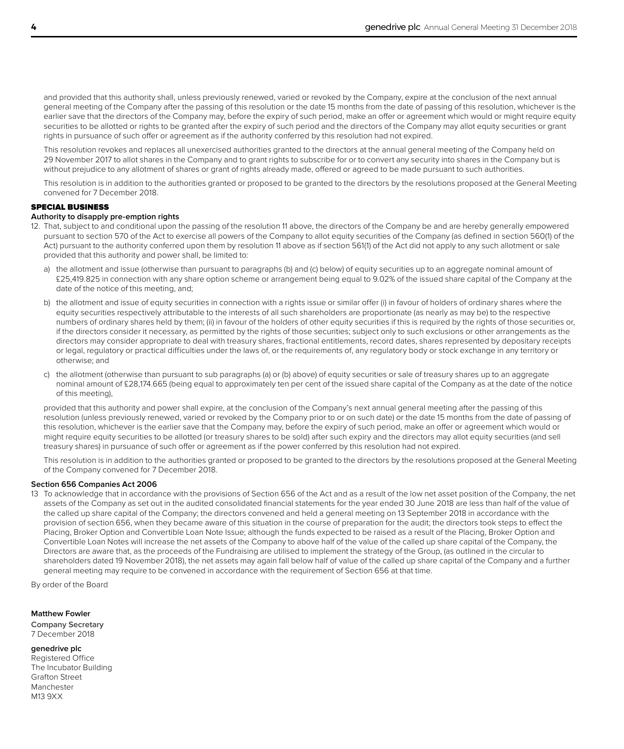and provided that this authority shall, unless previously renewed, varied or revoked by the Company, expire at the conclusion of the next annual general meeting of the Company after the passing of this resolution or the date 15 months from the date of passing of this resolution, whichever is the earlier save that the directors of the Company may, before the expiry of such period, make an offer or agreement which would or might require equity securities to be allotted or rights to be granted after the expiry of such period and the directors of the Company may allot equity securities or grant rights in pursuance of such offer or agreement as if the authority conferred by this resolution had not expired.

This resolution revokes and replaces all unexercised authorities granted to the directors at the annual general meeting of the Company held on 29 November 2017 to allot shares in the Company and to grant rights to subscribe for or to convert any security into shares in the Company but is without prejudice to any allotment of shares or grant of rights already made, offered or agreed to be made pursuant to such authorities.

This resolution is in addition to the authorities granted or proposed to be granted to the directors by the resolutions proposed at the General Meeting convened for 7 December 2018.

## SPECIAL BUSINESS

**Authority to disapply pre-emption rights**

12. That, subject to and conditional upon the passing of the resolution 11 above, the directors of the Company be and are hereby generally empowered pursuant to section 570 of the Act to exercise all powers of the Company to allot equity securities of the Company (as defined in section 560(1) of the Act) pursuant to the authority conferred upon them by resolution 11 above as if section 561(1) of the Act did not apply to any such allotment or sale provided that this authority and power shall, be limited to:

    a) the allotment and issue (otherwise than pursuant to paragraphs (b) and (c) below) of equity securities up to an aggregate nominal amount of £25,419.825 in connection with any share option scheme or arrangement being equal to 9.02% of the issued share capital of the Company at the date of the notice of this meeting, and;

    b) the allotment and issue of equity securities in connection with a rights issue or similar offer (i) in favour of holders of ordinary shares where the equity securities respectively attributable to the interests of all such shareholders are proportionate (as nearly as may be) to the respective numbers of ordinary shares held by them; (ii) in favour of the holders of other equity securities if this is required by the rights of those securities or, if the directors consider it necessary, as permitted by the rights of those securities; subject only to such exclusions or other arrangements as the directors may consider appropriate to deal with treasury shares, fractional entitlements, record dates, shares represented by depositary receipts or legal, regulatory or practical difficulties under the laws of, or the requirements of, any regulatory body or stock exchange in any territory or otherwise; and

    c) the allotment (otherwise than pursuant to sub paragraphs (a) or (b) above) of equity securities or sale of treasury shares up to an aggregate nominal amount of £28,174.665 (being equal to approximately ten per cent of the issued share capital of the Company as at the date of the notice of this meeting),

    provided that this authority and power shall expire, at the conclusion of the Company's next annual general meeting after the passing of this resolution (unless previously renewed, varied or revoked by the Company prior to or on such date) or the date 15 months from the date of passing of this resolution, whichever is the earlier save that the Company may, before the expiry of such period, make an offer or agreement which would or might require equity securities to be allotted (or treasury shares to be sold) after such expiry and the directors may allot equity securities (and sell treasury shares) in pursuance of such offer or agreement as if the power conferred by this resolution had not expired.

    This resolution is in addition to the authorities granted or proposed to be granted to the directors by the resolutions proposed at the General Meeting of the Company convened for 7 December 2018.

**Section 656 Companies Act 2006**

13 To acknowledge that in accordance with the provisions of Section 656 of the Act and as a result of the low net asset position of the Company, the net assets of the Company as set out in the audited consolidated financial statements for the year ended 30 June 2018 are less than half of the value of the called up share capital of the Company; the directors convened and held a general meeting on 13 September 2018 in accordance with the provision of section 656, when they became aware of this situation in the course of preparation for the audit; the directors took steps to effect the Placing, Broker Option and Convertible Loan Note Issue; although the funds expected to be raised as a result of the Placing, Broker Option and Convertible Loan Notes will increase the net assets of the Company to above half of the value of the called up share capital of the Company, the Directors are aware that, as the proceeds of the Fundraising are utilised to implement the strategy of the Group, (as outlined in the circular to shareholders dated 19 November 2018), the net assets may again fall below half of value of the called up share capital of the Company and a further general meeting may require to be convened in accordance with the requirement of Section 656 at that time.

By order of the Board

**Matthew Fowler**
**Company Secretary**
7 December 2018

**genedrive plc**
Registered Office
The Incubator Building
Grafton Street
Manchester
M13 9XX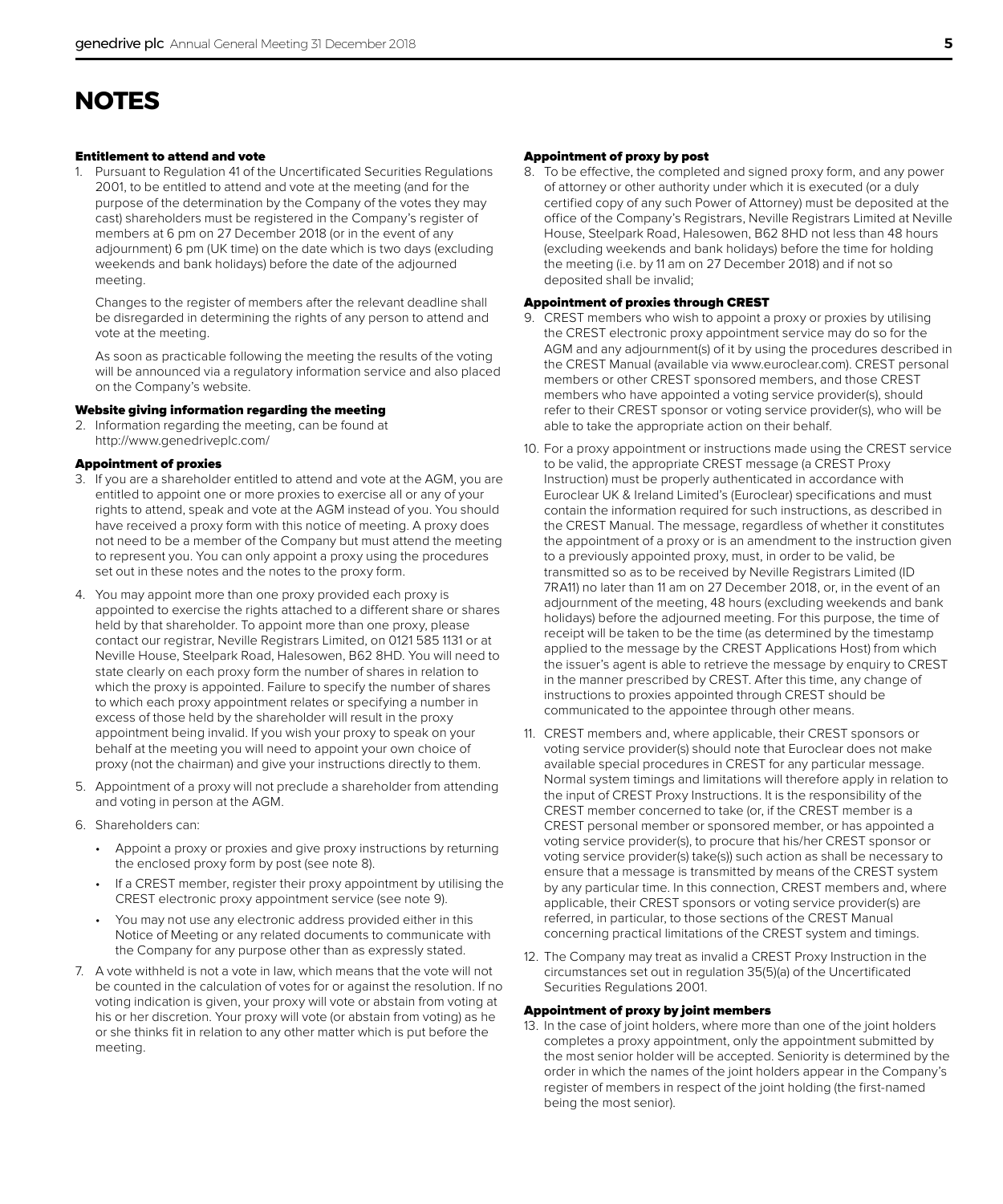# NOTES

### Entitlement to attend and vote

1. Pursuant to Regulation 41 of the Uncertificated Securities Regulations 2001, to be entitled to attend and vote at the meeting (and for the purpose of the determination by the Company of the votes they may cast) shareholders must be registered in the Company's register of members at 6 pm on 27 December 2018 (or in the event of any adjournment) 6 pm (UK time) on the date which is two days (excluding weekends and bank holidays) before the date of the adjourned meeting.

   Changes to the register of members after the relevant deadline shall be disregarded in determining the rights of any person to attend and vote at the meeting.

   As soon as practicable following the meeting the results of the voting will be announced via a regulatory information service and also placed on the Company's website.

### Website giving information regarding the meeting

2. Information regarding the meeting, can be found at http://www.genedriveplc.com/

### Appointment of proxies

3. If you are a shareholder entitled to attend and vote at the AGM, you are entitled to appoint one or more proxies to exercise all or any of your rights to attend, speak and vote at the AGM instead of you. You should have received a proxy form with this notice of meeting. A proxy does not need to be a member of the Company but must attend the meeting to represent you. You can only appoint a proxy using the procedures set out in these notes and the notes to the proxy form.
4. You may appoint more than one proxy provided each proxy is appointed to exercise the rights attached to a different share or shares held by that shareholder. To appoint more than one proxy, please contact our registrar, Neville Registrars Limited, on 0121 585 1131 or at Neville House, Steelpark Road, Halesowen, B62 8HD. You will need to state clearly on each proxy form the number of shares in relation to which the proxy is appointed. Failure to specify the number of shares to which each proxy appointment relates or specifying a number in excess of those held by the shareholder will result in the proxy appointment being invalid. If you wish your proxy to speak on your behalf at the meeting you will need to appoint your own choice of proxy (not the chairman) and give your instructions directly to them.
5. Appointment of a proxy will not preclude a shareholder from attending and voting in person at the AGM.
6. Shareholders can:
   - Appoint a proxy or proxies and give proxy instructions by returning the enclosed proxy form by post (see note 8).
   - If a CREST member, register their proxy appointment by utilising the CREST electronic proxy appointment service (see note 9).
   - You may not use any electronic address provided either in this Notice of Meeting or any related documents to communicate with the Company for any purpose other than as expressly stated.
7. A vote withheld is not a vote in law, which means that the vote will not be counted in the calculation of votes for or against the resolution. If no voting indication is given, your proxy will vote or abstain from voting at his or her discretion. Your proxy will vote (or abstain from voting) as he or she thinks fit in relation to any other matter which is put before the meeting.

### Appointment of proxy by post

8. To be effective, the completed and signed proxy form, and any power of attorney or other authority under which it is executed (or a duly certified copy of any such Power of Attorney) must be deposited at the office of the Company's Registrars, Neville Registrars Limited at Neville House, Steelpark Road, Halesowen, B62 8HD not less than 48 hours (excluding weekends and bank holidays) before the time for holding the meeting (i.e. by 11 am on 27 December 2018) and if not so deposited shall be invalid;

### Appointment of proxies through CREST

9. CREST members who wish to appoint a proxy or proxies by utilising the CREST electronic proxy appointment service may do so for the AGM and any adjournment(s) of it by using the procedures described in the CREST Manual (available via www.euroclear.com). CREST personal members or other CREST sponsored members, and those CREST members who have appointed a voting service provider(s), should refer to their CREST sponsor or voting service provider(s), who will be able to take the appropriate action on their behalf.
10. For a proxy appointment or instructions made using the CREST service to be valid, the appropriate CREST message (a CREST Proxy Instruction) must be properly authenticated in accordance with Euroclear UK & Ireland Limited's (Euroclear) specifications and must contain the information required for such instructions, as described in the CREST Manual. The message, regardless of whether it constitutes the appointment of a proxy or is an amendment to the instruction given to a previously appointed proxy, must, in order to be valid, be transmitted so as to be received by Neville Registrars Limited (ID 7RA11) no later than 11 am on 27 December 2018, or, in the event of an adjournment of the meeting, 48 hours (excluding weekends and bank holidays) before the adjourned meeting. For this purpose, the time of receipt will be taken to be the time (as determined by the timestamp applied to the message by the CREST Applications Host) from which the issuer's agent is able to retrieve the message by enquiry to CREST in the manner prescribed by CREST. After this time, any change of instructions to proxies appointed through CREST should be communicated to the appointee through other means.
11. CREST members and, where applicable, their CREST sponsors or voting service provider(s) should note that Euroclear does not make available special procedures in CREST for any particular message. Normal system timings and limitations will therefore apply in relation to the input of CREST Proxy Instructions. It is the responsibility of the CREST member concerned to take (or, if the CREST member is a CREST personal member or sponsored member, or has appointed a voting service provider(s), to procure that his/her CREST sponsor or voting service provider(s) take(s)) such action as shall be necessary to ensure that a message is transmitted by means of the CREST system by any particular time. In this connection, CREST members and, where applicable, their CREST sponsors or voting service provider(s) are referred, in particular, to those sections of the CREST Manual concerning practical limitations of the CREST system and timings.
12. The Company may treat as invalid a CREST Proxy Instruction in the circumstances set out in regulation 35(5)(a) of the Uncertificated Securities Regulations 2001.

### Appointment of proxy by joint members

13. In the case of joint holders, where more than one of the joint holders completes a proxy appointment, only the appointment submitted by the most senior holder will be accepted. Seniority is determined by the order in which the names of the joint holders appear in the Company's register of members in respect of the joint holding (the first-named being the most senior).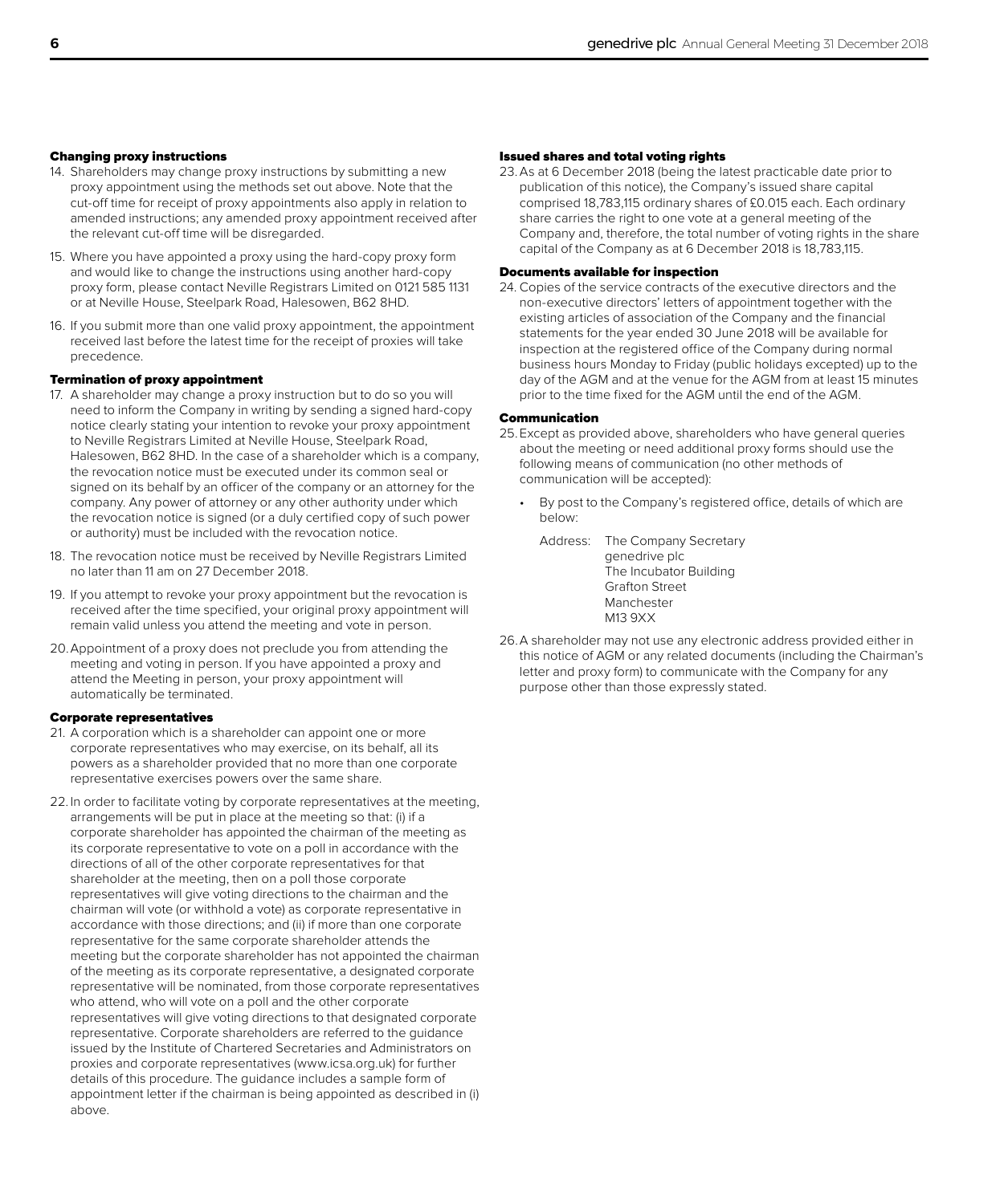#### Changing proxy instructions

14. Shareholders may change proxy instructions by submitting a new proxy appointment using the methods set out above. Note that the cut-off time for receipt of proxy appointments also apply in relation to amended instructions; any amended proxy appointment received after the relevant cut-off time will be disregarded.

15. Where you have appointed a proxy using the hard-copy proxy form and would like to change the instructions using another hard-copy proxy form, please contact Neville Registrars Limited on 0121 585 1131 or at Neville House, Steelpark Road, Halesowen, B62 8HD.

16. If you submit more than one valid proxy appointment, the appointment received last before the latest time for the receipt of proxies will take precedence.

#### Termination of proxy appointment

17. A shareholder may change a proxy instruction but to do so you will need to inform the Company in writing by sending a signed hard-copy notice clearly stating your intention to revoke your proxy appointment to Neville Registrars Limited at Neville House, Steelpark Road, Halesowen, B62 8HD. In the case of a shareholder which is a company, the revocation notice must be executed under its common seal or signed on its behalf by an officer of the company or an attorney for the company. Any power of attorney or any other authority under which the revocation notice is signed (or a duly certified copy of such power or authority) must be included with the revocation notice.

18. The revocation notice must be received by Neville Registrars Limited no later than 11 am on 27 December 2018.

19. If you attempt to revoke your proxy appointment but the revocation is received after the time specified, your original proxy appointment will remain valid unless you attend the meeting and vote in person.

20. Appointment of a proxy does not preclude you from attending the meeting and voting in person. If you have appointed a proxy and attend the Meeting in person, your proxy appointment will automatically be terminated.

#### Corporate representatives

21. A corporation which is a shareholder can appoint one or more corporate representatives who may exercise, on its behalf, all its powers as a shareholder provided that no more than one corporate representative exercises powers over the same share.

22. In order to facilitate voting by corporate representatives at the meeting, arrangements will be put in place at the meeting so that: (i) if a corporate shareholder has appointed the chairman of the meeting as its corporate representative to vote on a poll in accordance with the directions of all of the other corporate representatives for that shareholder at the meeting, then on a poll those corporate representatives will give voting directions to the chairman and the chairman will vote (or withhold a vote) as corporate representative in accordance with those directions; and (ii) if more than one corporate representative for the same corporate shareholder attends the meeting but the corporate shareholder has not appointed the chairman of the meeting as its corporate representative, a designated corporate representative will be nominated, from those corporate representatives who attend, who will vote on a poll and the other corporate representatives will give voting directions to that designated corporate representative. Corporate shareholders are referred to the guidance issued by the Institute of Chartered Secretaries and Administrators on proxies and corporate representatives (www.icsa.org.uk) for further details of this procedure. The guidance includes a sample form of appointment letter if the chairman is being appointed as described in (i) above.

#### Issued shares and total voting rights

23. As at 6 December 2018 (being the latest practicable date prior to publication of this notice), the Company's issued share capital comprised 18,783,115 ordinary shares of £0.015 each. Each ordinary share carries the right to one vote at a general meeting of the Company and, therefore, the total number of voting rights in the share capital of the Company as at 6 December 2018 is 18,783,115.

#### Documents available for inspection

24. Copies of the service contracts of the executive directors and the non-executive directors' letters of appointment together with the existing articles of association of the Company and the financial statements for the year ended 30 June 2018 will be available for inspection at the registered office of the Company during normal business hours Monday to Friday (public holidays excepted) up to the day of the AGM and at the venue for the AGM from at least 15 minutes prior to the time fixed for the AGM until the end of the AGM.

#### Communication

25. Except as provided above, shareholders who have general queries about the meeting or need additional proxy forms should use the following means of communication (no other methods of communication will be accepted):

    - By post to the Company's registered office, details of which are below:

      Address: The Company Secretary
      genedrive plc
      The Incubator Building
      Grafton Street
      Manchester
      M13 9XX

26. A shareholder may not use any electronic address provided either in this notice of AGM or any related documents (including the Chairman's letter and proxy form) to communicate with the Company for any purpose other than those expressly stated.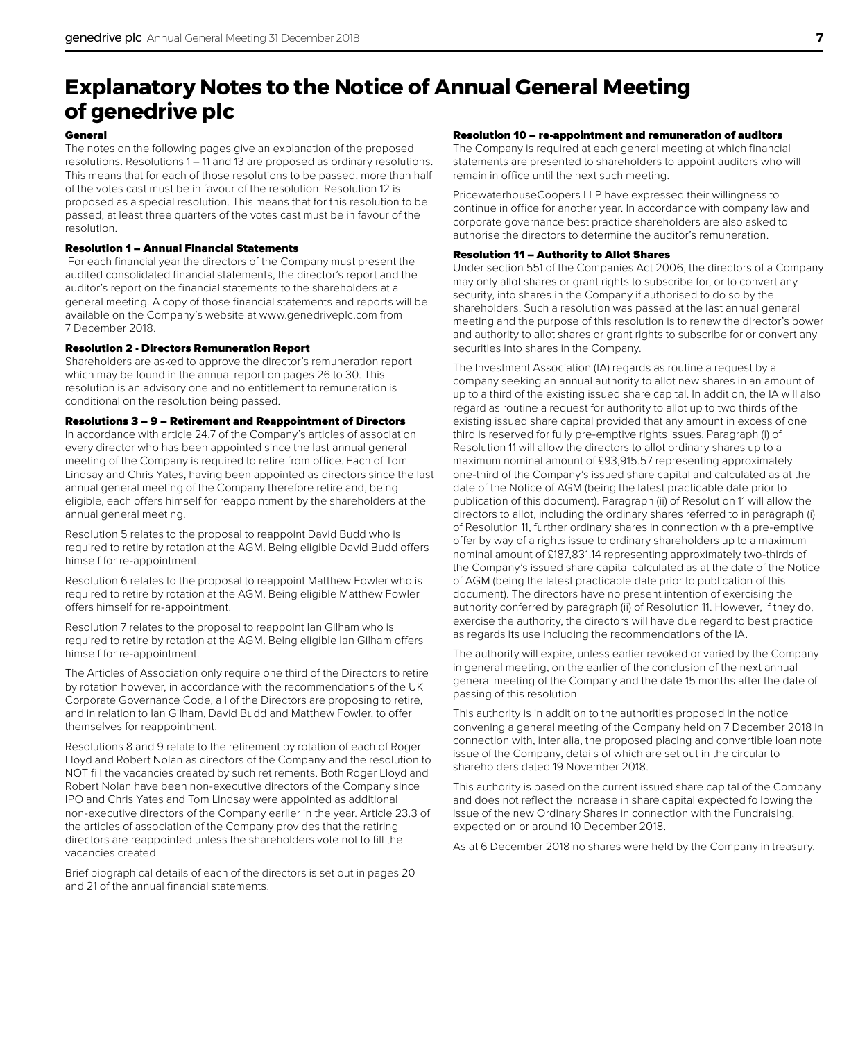# Explanatory Notes to the Notice of Annual General Meeting of genedrive plc

### General

The notes on the following pages give an explanation of the proposed resolutions. Resolutions 1 – 11 and 13 are proposed as ordinary resolutions. This means that for each of those resolutions to be passed, more than half of the votes cast must be in favour of the resolution. Resolution 12 is proposed as a special resolution. This means that for this resolution to be passed, at least three quarters of the votes cast must be in favour of the resolution.

### Resolution 1 – Annual Financial Statements

For each financial year the directors of the Company must present the audited consolidated financial statements, the director's report and the auditor's report on the financial statements to the shareholders at a general meeting. A copy of those financial statements and reports will be available on the Company's website at www.genedriveplc.com from 7 December 2018.

### Resolution 2 - Directors Remuneration Report

Shareholders are asked to approve the director's remuneration report which may be found in the annual report on pages 26 to 30. This resolution is an advisory one and no entitlement to remuneration is conditional on the resolution being passed.

### Resolutions 3 – 9 – Retirement and Reappointment of Directors

In accordance with article 24.7 of the Company's articles of association every director who has been appointed since the last annual general meeting of the Company is required to retire from office. Each of Tom Lindsay and Chris Yates, having been appointed as directors since the last annual general meeting of the Company therefore retire and, being eligible, each offers himself for reappointment by the shareholders at the annual general meeting.

Resolution 5 relates to the proposal to reappoint David Budd who is required to retire by rotation at the AGM. Being eligible David Budd offers himself for re-appointment.

Resolution 6 relates to the proposal to reappoint Matthew Fowler who is required to retire by rotation at the AGM. Being eligible Matthew Fowler offers himself for re-appointment.

Resolution 7 relates to the proposal to reappoint Ian Gilham who is required to retire by rotation at the AGM. Being eligible Ian Gilham offers himself for re-appointment.

The Articles of Association only require one third of the Directors to retire by rotation however, in accordance with the recommendations of the UK Corporate Governance Code, all of the Directors are proposing to retire, and in relation to Ian Gilham, David Budd and Matthew Fowler, to offer themselves for reappointment.

Resolutions 8 and 9 relate to the retirement by rotation of each of Roger Lloyd and Robert Nolan as directors of the Company and the resolution to NOT fill the vacancies created by such retirements. Both Roger Lloyd and Robert Nolan have been non-executive directors of the Company since IPO and Chris Yates and Tom Lindsay were appointed as additional non-executive directors of the Company earlier in the year. Article 23.3 of the articles of association of the Company provides that the retiring directors are reappointed unless the shareholders vote not to fill the vacancies created.

Brief biographical details of each of the directors is set out in pages 20 and 21 of the annual financial statements.

### Resolution 10 – re-appointment and remuneration of auditors

The Company is required at each general meeting at which financial statements are presented to shareholders to appoint auditors who will remain in office until the next such meeting.

PricewaterhouseCoopers LLP have expressed their willingness to continue in office for another year. In accordance with company law and corporate governance best practice shareholders are also asked to authorise the directors to determine the auditor's remuneration.

### Resolution 11 – Authority to Allot Shares

Under section 551 of the Companies Act 2006, the directors of a Company may only allot shares or grant rights to subscribe for, or to convert any security, into shares in the Company if authorised to do so by the shareholders. Such a resolution was passed at the last annual general meeting and the purpose of this resolution is to renew the director's power and authority to allot shares or grant rights to subscribe for or convert any securities into shares in the Company.

The Investment Association (IA) regards as routine a request by a company seeking an annual authority to allot new shares in an amount of up to a third of the existing issued share capital. In addition, the IA will also regard as routine a request for authority to allot up to two thirds of the existing issued share capital provided that any amount in excess of one third is reserved for fully pre-emptive rights issues. Paragraph (i) of Resolution 11 will allow the directors to allot ordinary shares up to a maximum nominal amount of £93,915.57 representing approximately one-third of the Company's issued share capital and calculated as at the date of the Notice of AGM (being the latest practicable date prior to publication of this document). Paragraph (ii) of Resolution 11 will allow the directors to allot, including the ordinary shares referred to in paragraph (i) of Resolution 11, further ordinary shares in connection with a pre-emptive offer by way of a rights issue to ordinary shareholders up to a maximum nominal amount of £187,831.14 representing approximately two-thirds of the Company's issued share capital calculated as at the date of the Notice of AGM (being the latest practicable date prior to publication of this document). The directors have no present intention of exercising the authority conferred by paragraph (ii) of Resolution 11. However, if they do, exercise the authority, the directors will have due regard to best practice as regards its use including the recommendations of the IA.

The authority will expire, unless earlier revoked or varied by the Company in general meeting, on the earlier of the conclusion of the next annual general meeting of the Company and the date 15 months after the date of passing of this resolution.

This authority is in addition to the authorities proposed in the notice convening a general meeting of the Company held on 7 December 2018 in connection with, inter alia, the proposed placing and convertible loan note issue of the Company, details of which are set out in the circular to shareholders dated 19 November 2018.

This authority is based on the current issued share capital of the Company and does not reflect the increase in share capital expected following the issue of the new Ordinary Shares in connection with the Fundraising, expected on or around 10 December 2018.

As at 6 December 2018 no shares were held by the Company in treasury.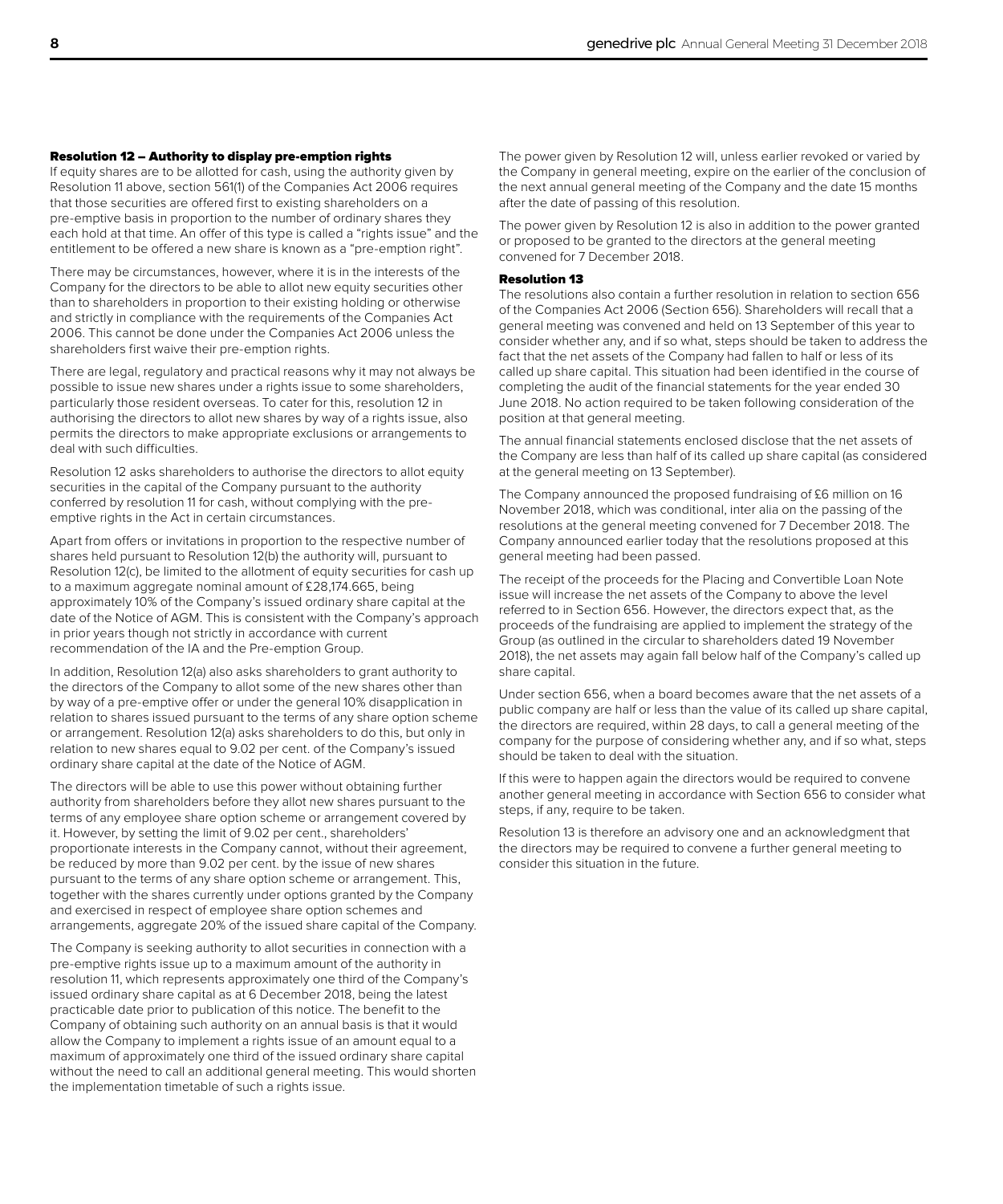### Resolution 12 – Authority to display pre-emption rights

If equity shares are to be allotted for cash, using the authority given by Resolution 11 above, section 561(1) of the Companies Act 2006 requires that those securities are offered first to existing shareholders on a pre-emptive basis in proportion to the number of ordinary shares they each hold at that time. An offer of this type is called a "rights issue" and the entitlement to be offered a new share is known as a "pre-emption right".

There may be circumstances, however, where it is in the interests of the Company for the directors to be able to allot new equity securities other than to shareholders in proportion to their existing holding or otherwise and strictly in compliance with the requirements of the Companies Act 2006. This cannot be done under the Companies Act 2006 unless the shareholders first waive their pre-emption rights.

There are legal, regulatory and practical reasons why it may not always be possible to issue new shares under a rights issue to some shareholders, particularly those resident overseas. To cater for this, resolution 12 in authorising the directors to allot new shares by way of a rights issue, also permits the directors to make appropriate exclusions or arrangements to deal with such difficulties.

Resolution 12 asks shareholders to authorise the directors to allot equity securities in the capital of the Company pursuant to the authority conferred by resolution 11 for cash, without complying with the pre-emptive rights in the Act in certain circumstances.

Apart from offers or invitations in proportion to the respective number of shares held pursuant to Resolution 12(b) the authority will, pursuant to Resolution 12(c), be limited to the allotment of equity securities for cash up to a maximum aggregate nominal amount of £28,174.665, being approximately 10% of the Company's issued ordinary share capital at the date of the Notice of AGM. This is consistent with the Company's approach in prior years though not strictly in accordance with current recommendation of the IA and the Pre-emption Group.

In addition, Resolution 12(a) also asks shareholders to grant authority to the directors of the Company to allot some of the new shares other than by way of a pre-emptive offer or under the general 10% disapplication in relation to shares issued pursuant to the terms of any share option scheme or arrangement. Resolution 12(a) asks shareholders to do this, but only in relation to new shares equal to 9.02 per cent. of the Company's issued ordinary share capital at the date of the Notice of AGM.

The directors will be able to use this power without obtaining further authority from shareholders before they allot new shares pursuant to the terms of any employee share option scheme or arrangement covered by it. However, by setting the limit of 9.02 per cent., shareholders' proportionate interests in the Company cannot, without their agreement, be reduced by more than 9.02 per cent. by the issue of new shares pursuant to the terms of any share option scheme or arrangement. This, together with the shares currently under options granted by the Company and exercised in respect of employee share option schemes and arrangements, aggregate 20% of the issued share capital of the Company.

The Company is seeking authority to allot securities in connection with a pre-emptive rights issue up to a maximum amount of the authority in resolution 11, which represents approximately one third of the Company's issued ordinary share capital as at 6 December 2018, being the latest practicable date prior to publication of this notice. The benefit to the Company of obtaining such authority on an annual basis is that it would allow the Company to implement a rights issue of an amount equal to a maximum of approximately one third of the issued ordinary share capital without the need to call an additional general meeting. This would shorten the implementation timetable of such a rights issue.

The power given by Resolution 12 will, unless earlier revoked or varied by the Company in general meeting, expire on the earlier of the conclusion of the next annual general meeting of the Company and the date 15 months after the date of passing of this resolution.

The power given by Resolution 12 is also in addition to the power granted or proposed to be granted to the directors at the general meeting convened for 7 December 2018.

### Resolution 13

The resolutions also contain a further resolution in relation to section 656 of the Companies Act 2006 (Section 656). Shareholders will recall that a general meeting was convened and held on 13 September of this year to consider whether any, and if so what, steps should be taken to address the fact that the net assets of the Company had fallen to half or less of its called up share capital. This situation had been identified in the course of completing the audit of the financial statements for the year ended 30 June 2018. No action required to be taken following consideration of the position at that general meeting.

The annual financial statements enclosed disclose that the net assets of the Company are less than half of its called up share capital (as considered at the general meeting on 13 September).

The Company announced the proposed fundraising of £6 million on 16 November 2018, which was conditional, inter alia on the passing of the resolutions at the general meeting convened for 7 December 2018. The Company announced earlier today that the resolutions proposed at this general meeting had been passed.

The receipt of the proceeds for the Placing and Convertible Loan Note issue will increase the net assets of the Company to above the level referred to in Section 656. However, the directors expect that, as the proceeds of the fundraising are applied to implement the strategy of the Group (as outlined in the circular to shareholders dated 19 November 2018), the net assets may again fall below half of the Company's called up share capital.

Under section 656, when a board becomes aware that the net assets of a public company are half or less than the value of its called up share capital, the directors are required, within 28 days, to call a general meeting of the company for the purpose of considering whether any, and if so what, steps should be taken to deal with the situation.

If this were to happen again the directors would be required to convene another general meeting in accordance with Section 656 to consider what steps, if any, require to be taken.

Resolution 13 is therefore an advisory one and an acknowledgment that the directors may be required to convene a further general meeting to consider this situation in the future.